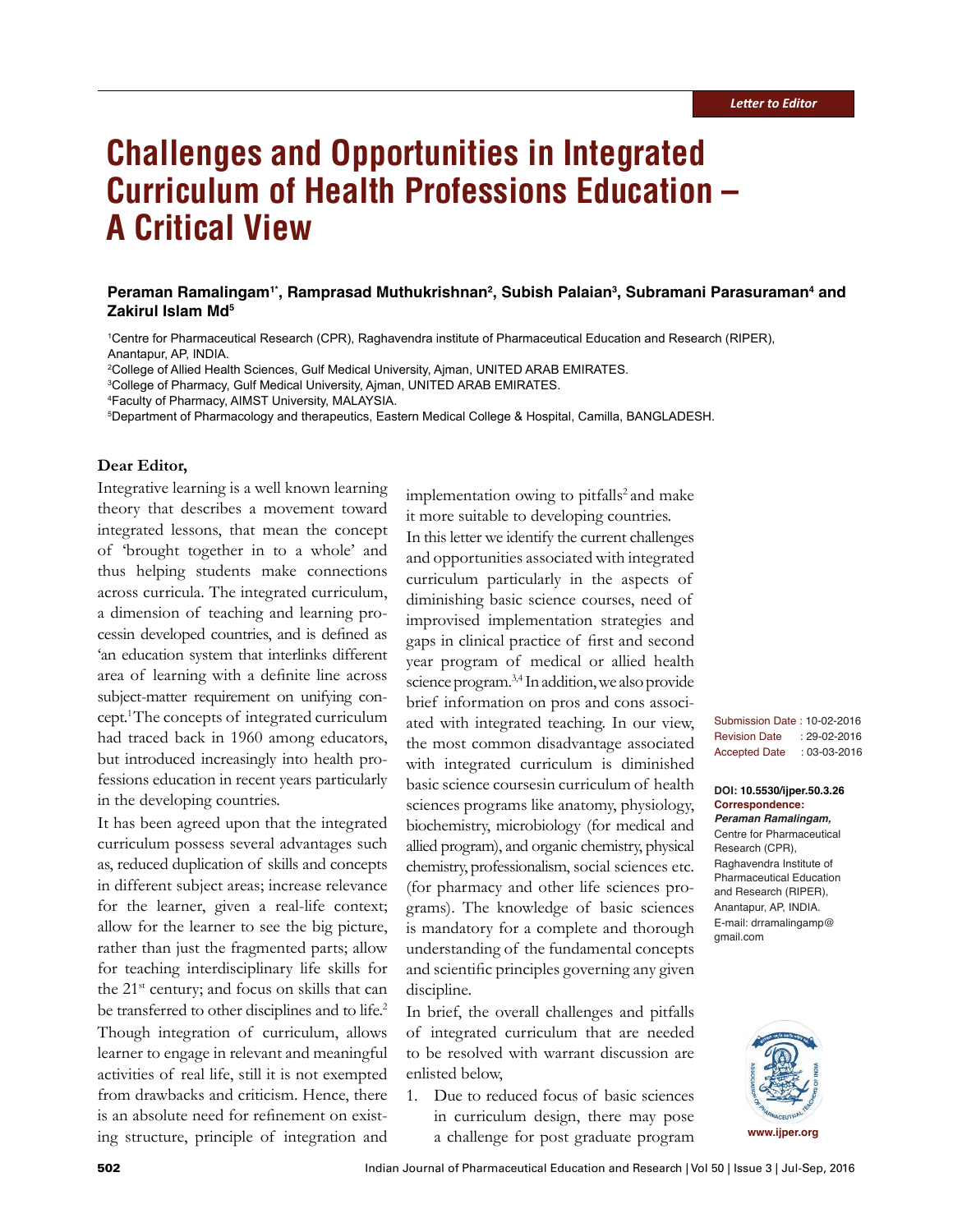Letter to Editor

# Challenges and Opportunities in Integrated Curriculum of Health Professions Education – A Critical View

**Peraman Ramalingam[1*], Ramprasad Muthukrishnan[2], Subish Palaian[3], Subramani Parasuraman[4] and Zakirul Islam Md[5]**

[1]Centre for Pharmaceutical Research (CPR), Raghavendra institute of Pharmaceutical Education and Research (RIPER), Anantapur, AP, INDIA.
[2]College of Allied Health Sciences, Gulf Medical University, Ajman, UNITED ARAB EMIRATES.
[3]College of Pharmacy, Gulf Medical University, Ajman, UNITED ARAB EMIRATES.
[4]Faculty of Pharmacy, AIMST University, MALAYSIA.
[5]Department of Pharmacology and therapeutics, Eastern Medical College & Hospital, Camilla, BANGLADESH.

**Dear Editor,**

Integrative learning is a well known learning theory that describes a movement toward integrated lessons, that mean the concept of 'brought together in to a whole' and thus helping students make connections across curricula. The integrated curriculum, a dimension of teaching and learning processin developed countries, and is defined as 'an education system that interlinks different area of learning with a definite line across subject-matter requirement on unifying concept.[1] The concepts of integrated curriculum had traced back in 1960 among educators, but introduced increasingly into health professions education in recent years particularly in the developing countries.

It has been agreed upon that the integrated curriculum possess several advantages such as, reduced duplication of skills and concepts in different subject areas; increase relevance for the learner, given a real-life context; allow for the learner to see the big picture, rather than just the fragmented parts; allow for teaching interdisciplinary life skills for the 21st century; and focus on skills that can be transferred to other disciplines and to life.[2] Though integration of curriculum, allows learner to engage in relevant and meaningful activities of real life, still it is not exempted from drawbacks and criticism. Hence, there is an absolute need for refinement on existing structure, principle of integration and implementation owing to pitfalls[2] and make it more suitable to developing countries.

In this letter we identify the current challenges and opportunities associated with integrated curriculum particularly in the aspects of diminishing basic science courses, need of improvised implementation strategies and gaps in clinical practice of first and second year program of medical or allied health science program.[3,4] In addition, we also provide brief information on pros and cons associated with integrated teaching. In our view, the most common disadvantage associated with integrated curriculum is diminished basic science coursesin curriculum of health sciences programs like anatomy, physiology, biochemistry, microbiology (for medical and allied program), and organic chemistry, physical chemistry, professionalism, social sciences etc. (for pharmacy and other life sciences programs). The knowledge of basic sciences is mandatory for a complete and thorough understanding of the fundamental concepts and scientific principles governing any given discipline.

In brief, the overall challenges and pitfalls of integrated curriculum that are needed to be resolved with warrant discussion are enlisted below,

1. Due to reduced focus of basic sciences in curriculum design, there may pose a challenge for post graduate program

Submission Date : 10-02-2016
Revision Date : 29-02-2016
Accepted Date : 03-03-2016

**DOI: 10.5530/ijper.50.3.26**
**Correspondence:**
***Peraman Ramalingam,***
Centre for Pharmaceutical Research (CPR), Raghavendra Institute of Pharmaceutical Education and Research (RIPER), Anantapur, AP, INDIA.
E-mail: drramalingamp@gmail.com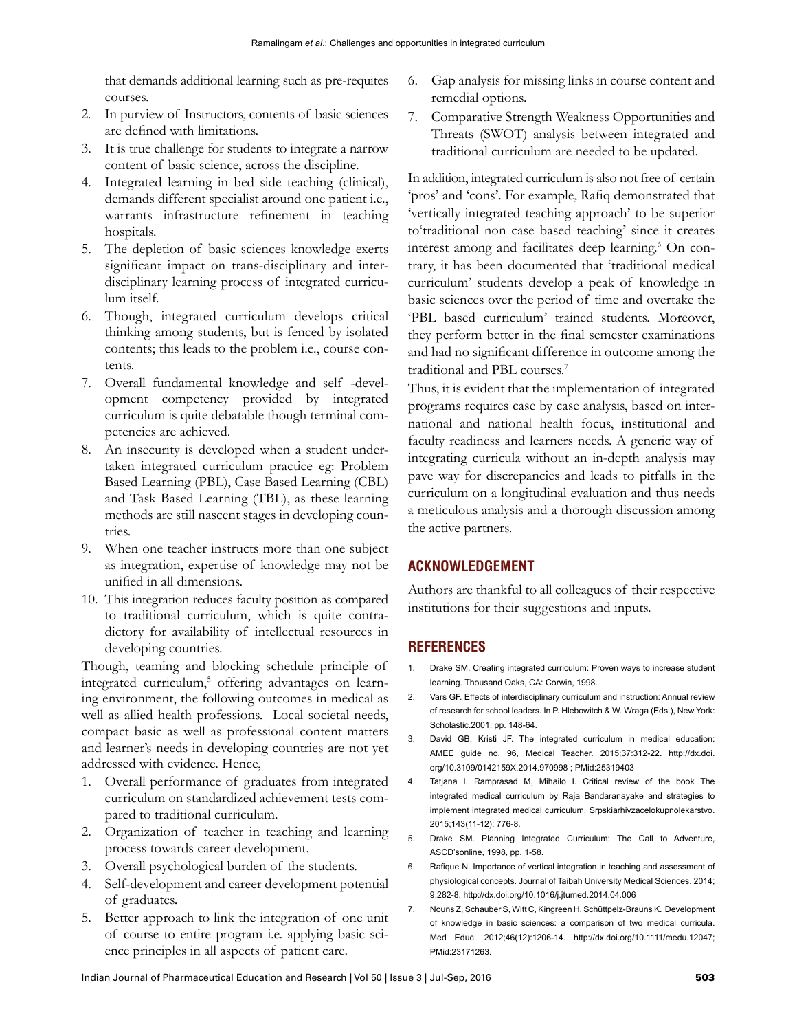that demands additional learning such as pre-requites courses.

2. In purview of Instructors, contents of basic sciences are defined with limitations.
3. It is true challenge for students to integrate a narrow content of basic science, across the discipline.
4. Integrated learning in bed side teaching (clinical), demands different specialist around one patient i.e., warrants infrastructure refinement in teaching hospitals.
5. The depletion of basic sciences knowledge exerts significant impact on trans-disciplinary and inter-disciplinary learning process of integrated curriculum itself.
6. Though, integrated curriculum develops critical thinking among students, but is fenced by isolated contents; this leads to the problem i.e., course contents.
7. Overall fundamental knowledge and self -development competency provided by integrated curriculum is quite debatable though terminal competencies are achieved.
8. An insecurity is developed when a student undertaken integrated curriculum practice eg: Problem Based Learning (PBL), Case Based Learning (CBL) and Task Based Learning (TBL), as these learning methods are still nascent stages in developing countries.
9. When one teacher instructs more than one subject as integration, expertise of knowledge may not be unified in all dimensions.
10. This integration reduces faculty position as compared to traditional curriculum, which is quite contradictory for availability of intellectual resources in developing countries.

Though, teaming and blocking schedule principle of integrated curriculum,[5] offering advantages on learning environment, the following outcomes in medical as well as allied health professions. Local societal needs, compact basic as well as professional content matters and learner's needs in developing countries are not yet addressed with evidence. Hence,

1. Overall performance of graduates from integrated curriculum on standardized achievement tests compared to traditional curriculum.
2. Organization of teacher in teaching and learning process towards career development.
3. Overall psychological burden of the students.
4. Self-development and career development potential of graduates.
5. Better approach to link the integration of one unit of course to entire program i.e. applying basic science principles in all aspects of patient care.
6. Gap analysis for missing links in course content and remedial options.
7. Comparative Strength Weakness Opportunities and Threats (SWOT) analysis between integrated and traditional curriculum are needed to be updated.

In addition, integrated curriculum is also not free of certain 'pros' and 'cons'. For example, Rafiq demonstrated that 'vertically integrated teaching approach' to be superior to'traditional non case based teaching' since it creates interest among and facilitates deep learning.[6] On contrary, it has been documented that 'traditional medical curriculum' students develop a peak of knowledge in basic sciences over the period of time and overtake the 'PBL based curriculum' trained students. Moreover, they perform better in the final semester examinations and had no significant difference in outcome among the traditional and PBL courses.[7]

Thus, it is evident that the implementation of integrated programs requires case by case analysis, based on international and national health focus, institutional and faculty readiness and learners needs. A generic way of integrating curricula without an in-depth analysis may pave way for discrepancies and leads to pitfalls in the curriculum on a longitudinal evaluation and thus needs a meticulous analysis and a thorough discussion among the active partners.

## ACKNOWLEDGEMENT

Authors are thankful to all colleagues of their respective institutions for their suggestions and inputs.

## REFERENCES

1. Drake SM. Creating integrated curriculum: Proven ways to increase student learning. Thousand Oaks, CA: Corwin, 1998.
2. Vars GF. Effects of interdisciplinary curriculum and instruction: Annual review of research for school leaders. In P. Hlebowitch & W. Wraga (Eds.), New York: Scholastic.2001. pp. 148-64.
3. David GB, Kristi JF. The integrated curriculum in medical education: AMEE guide no. 96, Medical Teacher. 2015;37:312-22. http://dx.doi.org/10.3109/0142159X.2014.970998 ; PMid:25319403
4. Tatjana I, Ramprasad M, Mihailo I. Critical review of the book The integrated medical curriculum by Raja Bandaranayake and strategies to implement integrated medical curriculum, Srpskiarhivzacelokupnolekarstvo. 2015;143(11-12): 776-8.
5. Drake SM. Planning Integrated Curriculum: The Call to Adventure, ASCD'sonline, 1998, pp. 1-58.
6. Rafique N. Importance of vertical integration in teaching and assessment of physiological concepts. Journal of Taibah University Medical Sciences. 2014; 9:282-8. http://dx.doi.org/10.1016/j.jtumed.2014.04.006
7. Nouns Z, Schauber S, Witt C, Kingreen H, Schüttpelz-Brauns K. Development of knowledge in basic sciences: a comparison of two medical curricula. Med Educ. 2012;46(12):1206-14. http://dx.doi.org/10.1111/medu.12047; PMid:23171263.